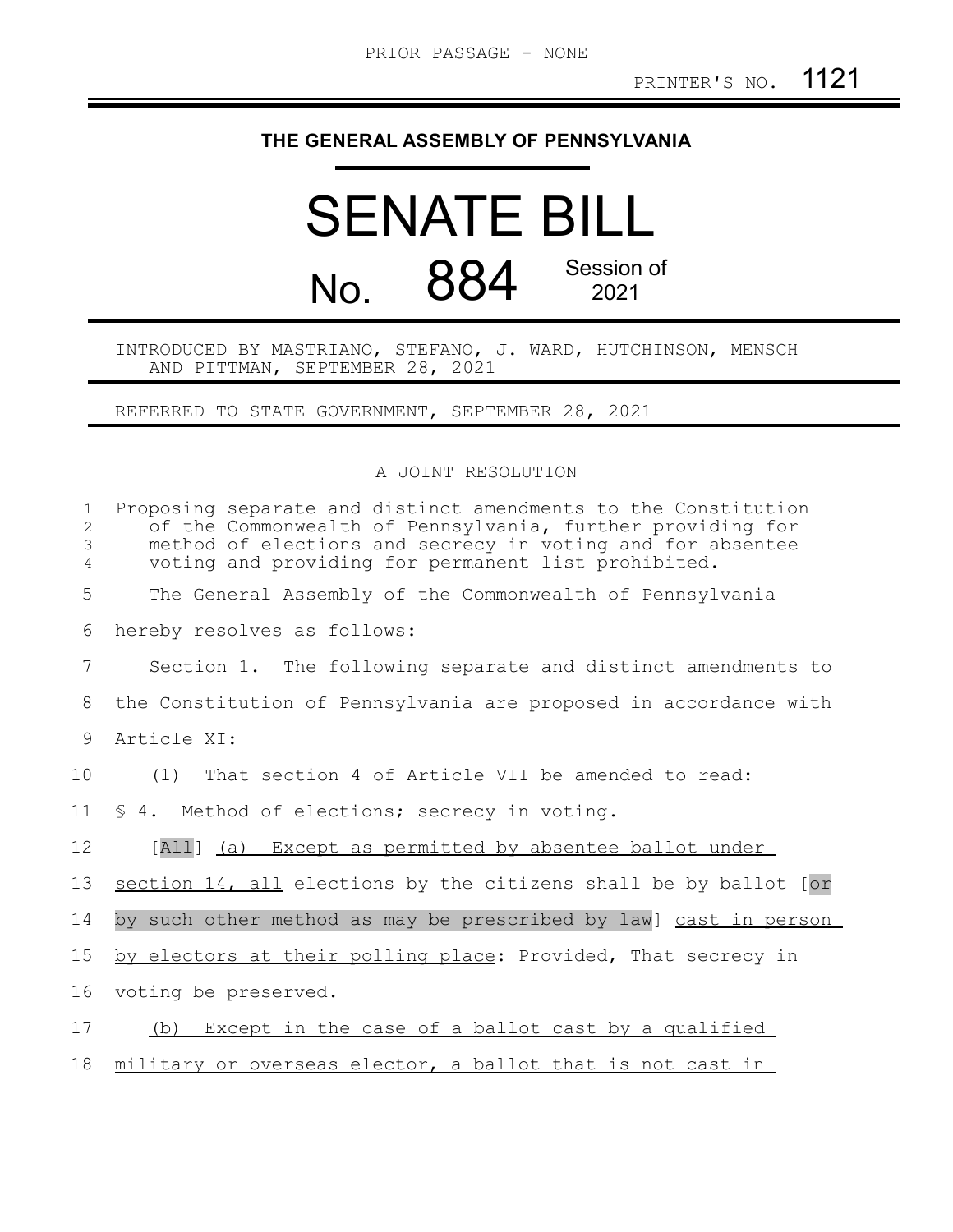PRIOR PASSAGE - NONE

PRINTER'S NO. 1121

**THE GENERAL ASSEMBLY OF PENNSYLVANIA**

# SENATE BILL

# No. 884 Session of 2021

INTRODUCED BY MASTRIANO, STEFANO, J. WARD, HUTCHINSON, MENSCH AND PITTMAN, SEPTEMBER 28, 2021

REFERRED TO STATE GOVERNMENT, SEPTEMBER 28, 2021

A JOINT RESOLUTION

Proposing separate and distinct amendments to the Constitution of the Commonwealth of Pennsylvania, further providing for method of elections and secrecy in voting and for absentee voting and providing for permanent list prohibited.

The General Assembly of the Commonwealth of Pennsylvania hereby resolves as follows:

Section 1. The following separate and distinct amendments to the Constitution of Pennsylvania are proposed in accordance with Article XI:

(1) That section 4 of Article VII be amended to read:

§ 4. Method of elections; secrecy in voting.

[All] <u>(a) Except as permitted by absentee ballot under section 14, all</u> elections by the citizens shall be by ballot [or by such other method as may be prescribed by law] <u>cast in person by electors at their polling place</u>: Provided, That secrecy in voting be preserved.

<u>(b) Except in the case of a ballot cast by a qualified military or overseas elector, a ballot that is not cast in</u>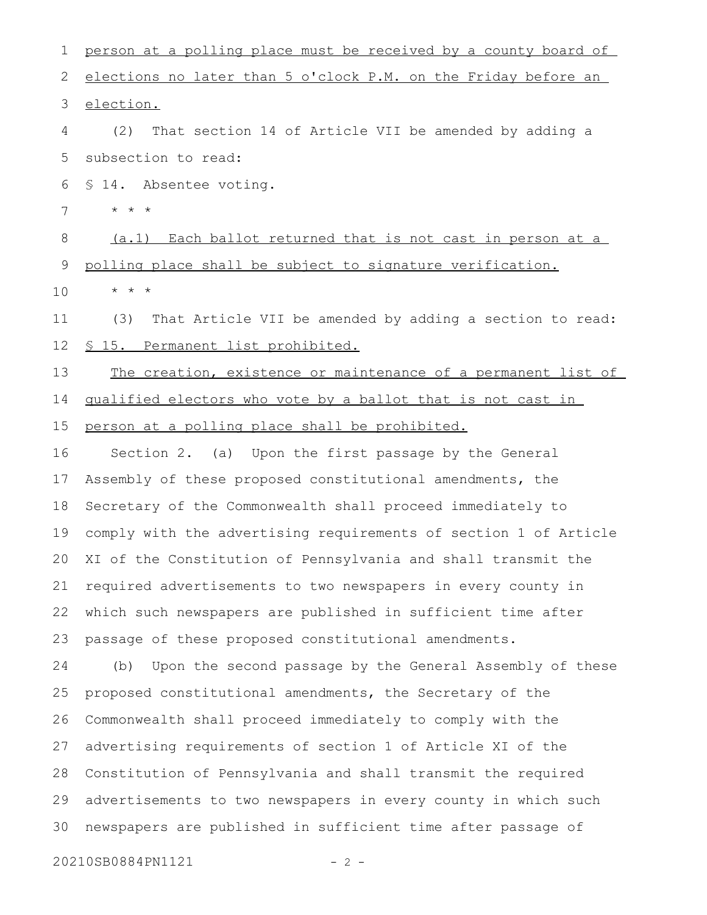person at a polling place must be received by a county board of elections no later than 5 o'clock P.M. on the Friday before an election.

(2) That section 14 of Article VII be amended by adding a subsection to read:

§ 14. Absentee voting.

\* \* \*

(a.1) Each ballot returned that is not cast in person at a polling place shall be subject to signature verification.

\* \* \*

(3) That Article VII be amended by adding a section to read:

§ 15. Permanent list prohibited.

The creation, existence or maintenance of a permanent list of qualified electors who vote by a ballot that is not cast in person at a polling place shall be prohibited.

Section 2. (a) Upon the first passage by the General Assembly of these proposed constitutional amendments, the Secretary of the Commonwealth shall proceed immediately to comply with the advertising requirements of section 1 of Article XI of the Constitution of Pennsylvania and shall transmit the required advertisements to two newspapers in every county in which such newspapers are published in sufficient time after passage of these proposed constitutional amendments.

(b) Upon the second passage by the General Assembly of these proposed constitutional amendments, the Secretary of the Commonwealth shall proceed immediately to comply with the advertising requirements of section 1 of Article XI of the Constitution of Pennsylvania and shall transmit the required advertisements to two newspapers in every county in which such newspapers are published in sufficient time after passage of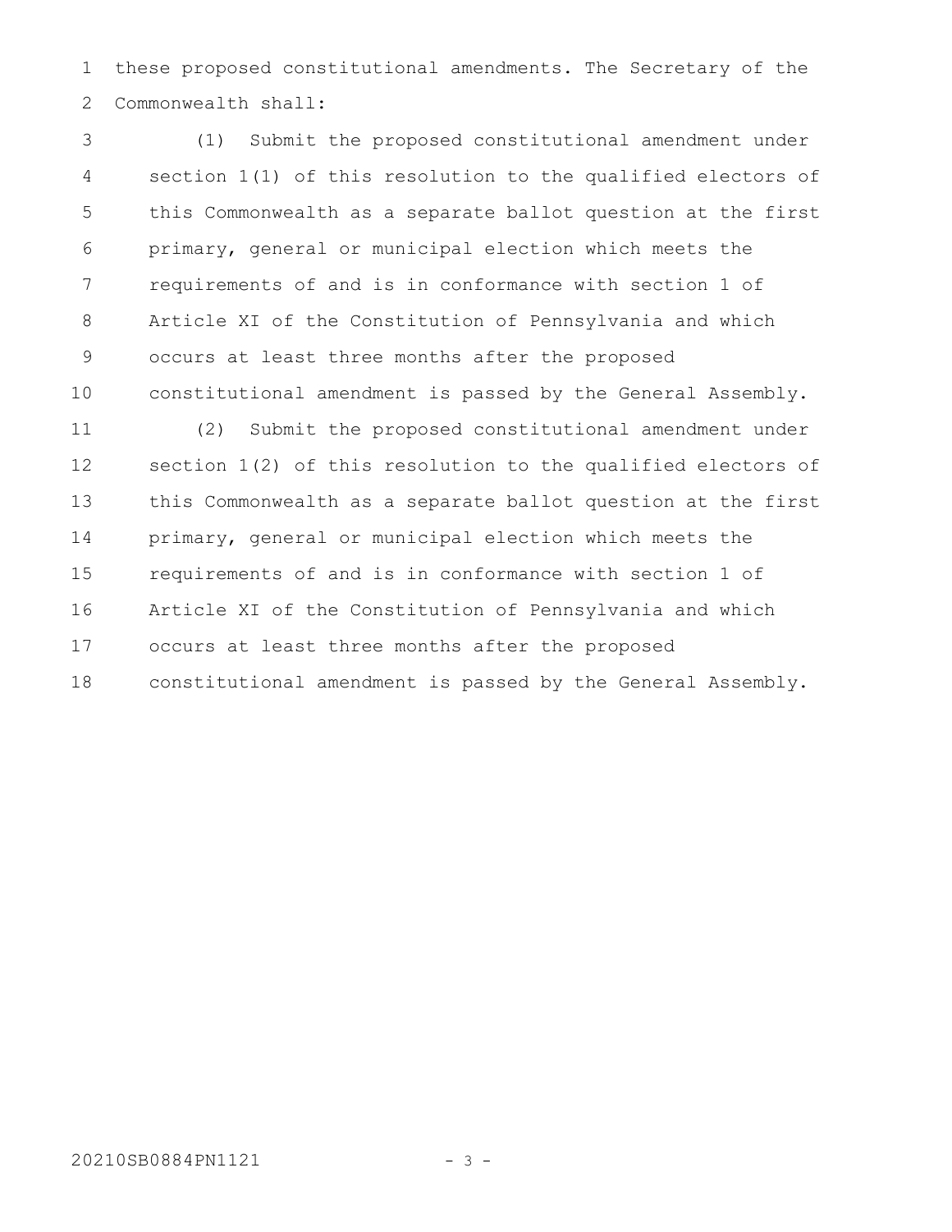these proposed constitutional amendments. The Secretary of the Commonwealth shall:

(1) Submit the proposed constitutional amendment under section 1(1) of this resolution to the qualified electors of this Commonwealth as a separate ballot question at the first primary, general or municipal election which meets the requirements of and is in conformance with section 1 of Article XI of the Constitution of Pennsylvania and which occurs at least three months after the proposed constitutional amendment is passed by the General Assembly.

(2) Submit the proposed constitutional amendment under section 1(2) of this resolution to the qualified electors of this Commonwealth as a separate ballot question at the first primary, general or municipal election which meets the requirements of and is in conformance with section 1 of Article XI of the Constitution of Pennsylvania and which occurs at least three months after the proposed constitutional amendment is passed by the General Assembly.